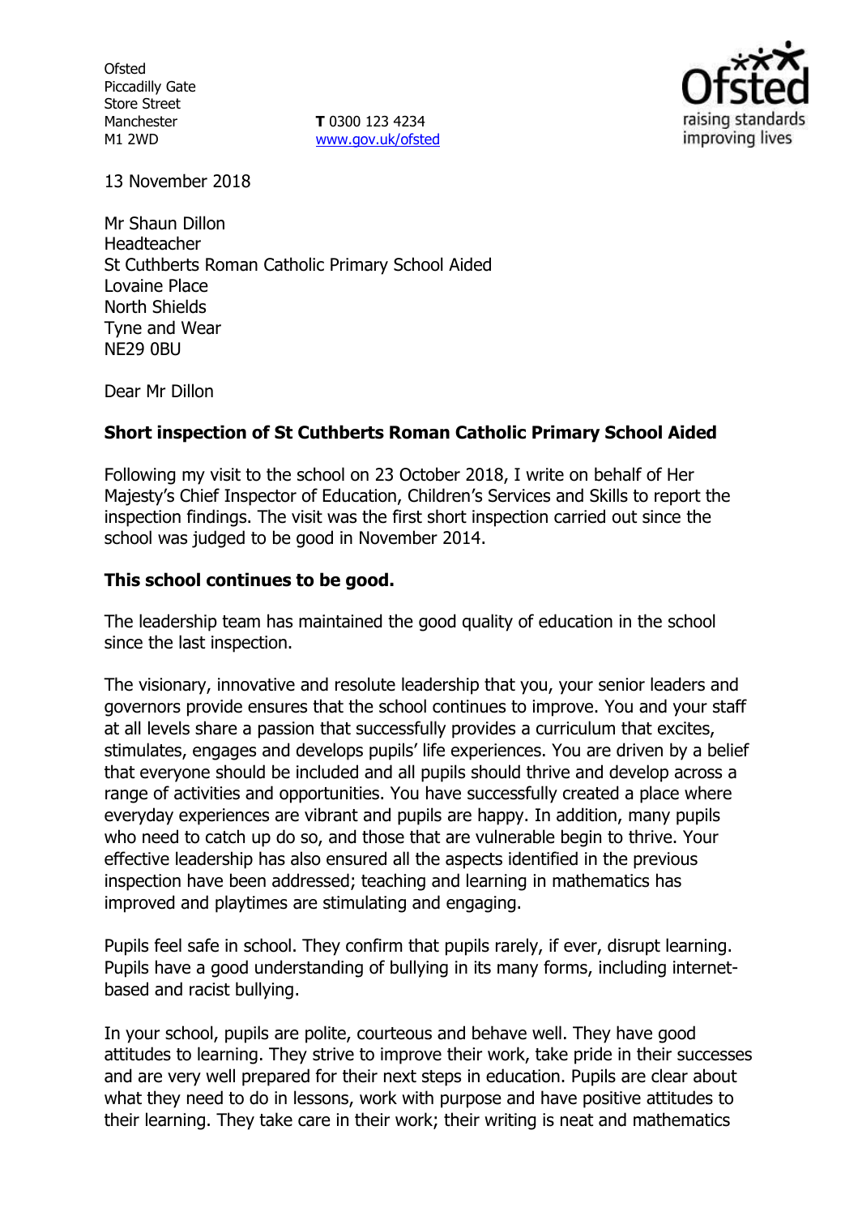Ofsted
Piccadilly Gate
Store Street
Manchester
M1 2WD

**T** 0300 123 4234
www.gov.uk/ofsted

13 November 2018

Mr Shaun Dillon
Headteacher
St Cuthberts Roman Catholic Primary School Aided
Lovaine Place
North Shields
Tyne and Wear
NE29 0BU

Dear Mr Dillon

**Short inspection of St Cuthberts Roman Catholic Primary School Aided**

Following my visit to the school on 23 October 2018, I write on behalf of Her Majesty's Chief Inspector of Education, Children's Services and Skills to report the inspection findings. The visit was the first short inspection carried out since the school was judged to be good in November 2014.

**This school continues to be good.**

The leadership team has maintained the good quality of education in the school since the last inspection.

The visionary, innovative and resolute leadership that you, your senior leaders and governors provide ensures that the school continues to improve. You and your staff at all levels share a passion that successfully provides a curriculum that excites, stimulates, engages and develops pupils' life experiences. You are driven by a belief that everyone should be included and all pupils should thrive and develop across a range of activities and opportunities. You have successfully created a place where everyday experiences are vibrant and pupils are happy. In addition, many pupils who need to catch up do so, and those that are vulnerable begin to thrive. Your effective leadership has also ensured all the aspects identified in the previous inspection have been addressed; teaching and learning in mathematics has improved and playtimes are stimulating and engaging.

Pupils feel safe in school. They confirm that pupils rarely, if ever, disrupt learning. Pupils have a good understanding of bullying in its many forms, including internet-based and racist bullying.

In your school, pupils are polite, courteous and behave well. They have good attitudes to learning. They strive to improve their work, take pride in their successes and are very well prepared for their next steps in education. Pupils are clear about what they need to do in lessons, work with purpose and have positive attitudes to their learning. They take care in their work; their writing is neat and mathematics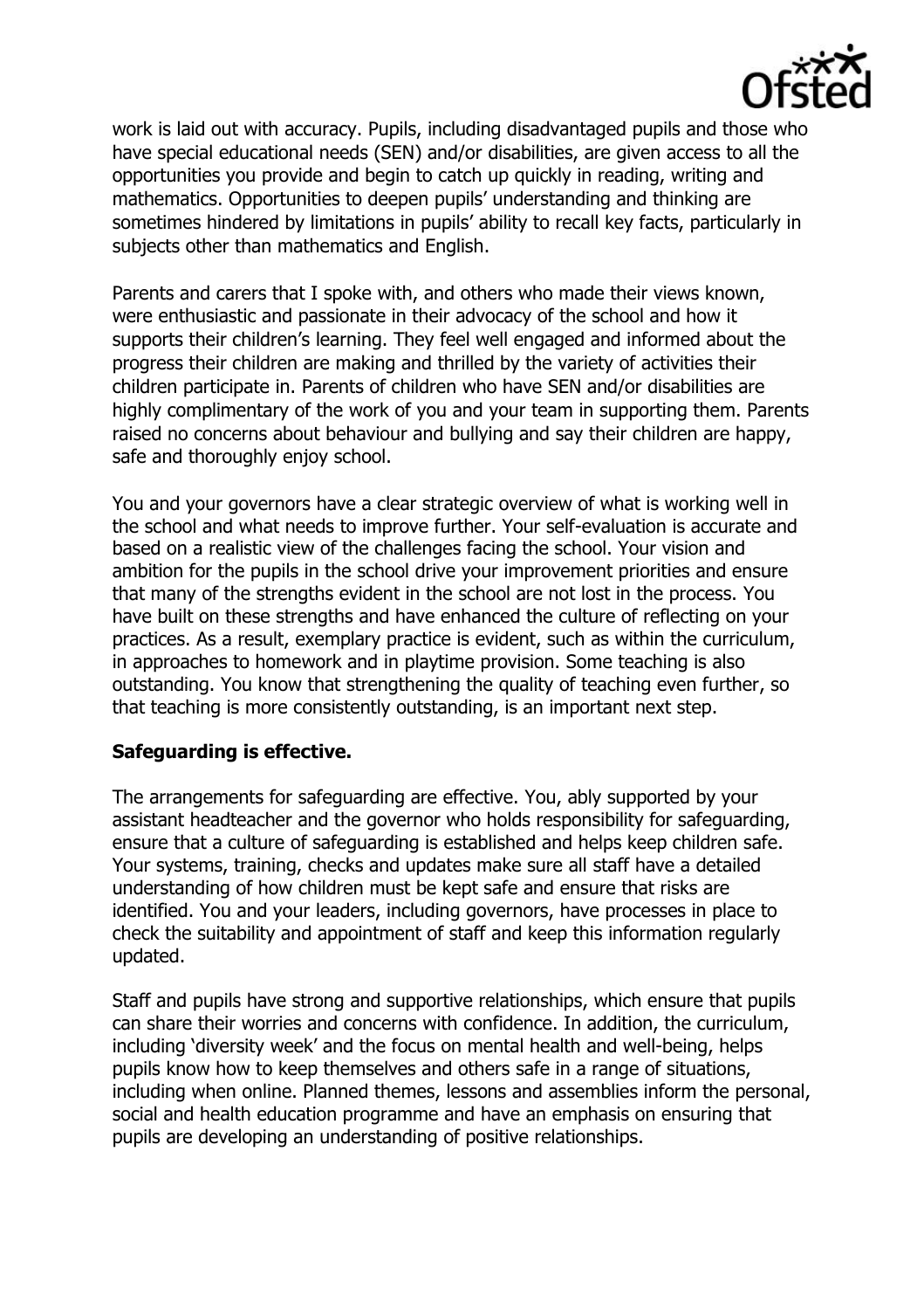work is laid out with accuracy. Pupils, including disadvantaged pupils and those who have special educational needs (SEN) and/or disabilities, are given access to all the opportunities you provide and begin to catch up quickly in reading, writing and mathematics. Opportunities to deepen pupils' understanding and thinking are sometimes hindered by limitations in pupils' ability to recall key facts, particularly in subjects other than mathematics and English.

Parents and carers that I spoke with, and others who made their views known, were enthusiastic and passionate in their advocacy of the school and how it supports their children's learning. They feel well engaged and informed about the progress their children are making and thrilled by the variety of activities their children participate in. Parents of children who have SEN and/or disabilities are highly complimentary of the work of you and your team in supporting them. Parents raised no concerns about behaviour and bullying and say their children are happy, safe and thoroughly enjoy school.

You and your governors have a clear strategic overview of what is working well in the school and what needs to improve further. Your self-evaluation is accurate and based on a realistic view of the challenges facing the school. Your vision and ambition for the pupils in the school drive your improvement priorities and ensure that many of the strengths evident in the school are not lost in the process. You have built on these strengths and have enhanced the culture of reflecting on your practices. As a result, exemplary practice is evident, such as within the curriculum, in approaches to homework and in playtime provision. Some teaching is also outstanding. You know that strengthening the quality of teaching even further, so that teaching is more consistently outstanding, is an important next step.

**Safeguarding is effective.**

The arrangements for safeguarding are effective. You, ably supported by your assistant headteacher and the governor who holds responsibility for safeguarding, ensure that a culture of safeguarding is established and helps keep children safe. Your systems, training, checks and updates make sure all staff have a detailed understanding of how children must be kept safe and ensure that risks are identified. You and your leaders, including governors, have processes in place to check the suitability and appointment of staff and keep this information regularly updated.

Staff and pupils have strong and supportive relationships, which ensure that pupils can share their worries and concerns with confidence. In addition, the curriculum, including 'diversity week' and the focus on mental health and well-being, helps pupils know how to keep themselves and others safe in a range of situations, including when online. Planned themes, lessons and assemblies inform the personal, social and health education programme and have an emphasis on ensuring that pupils are developing an understanding of positive relationships.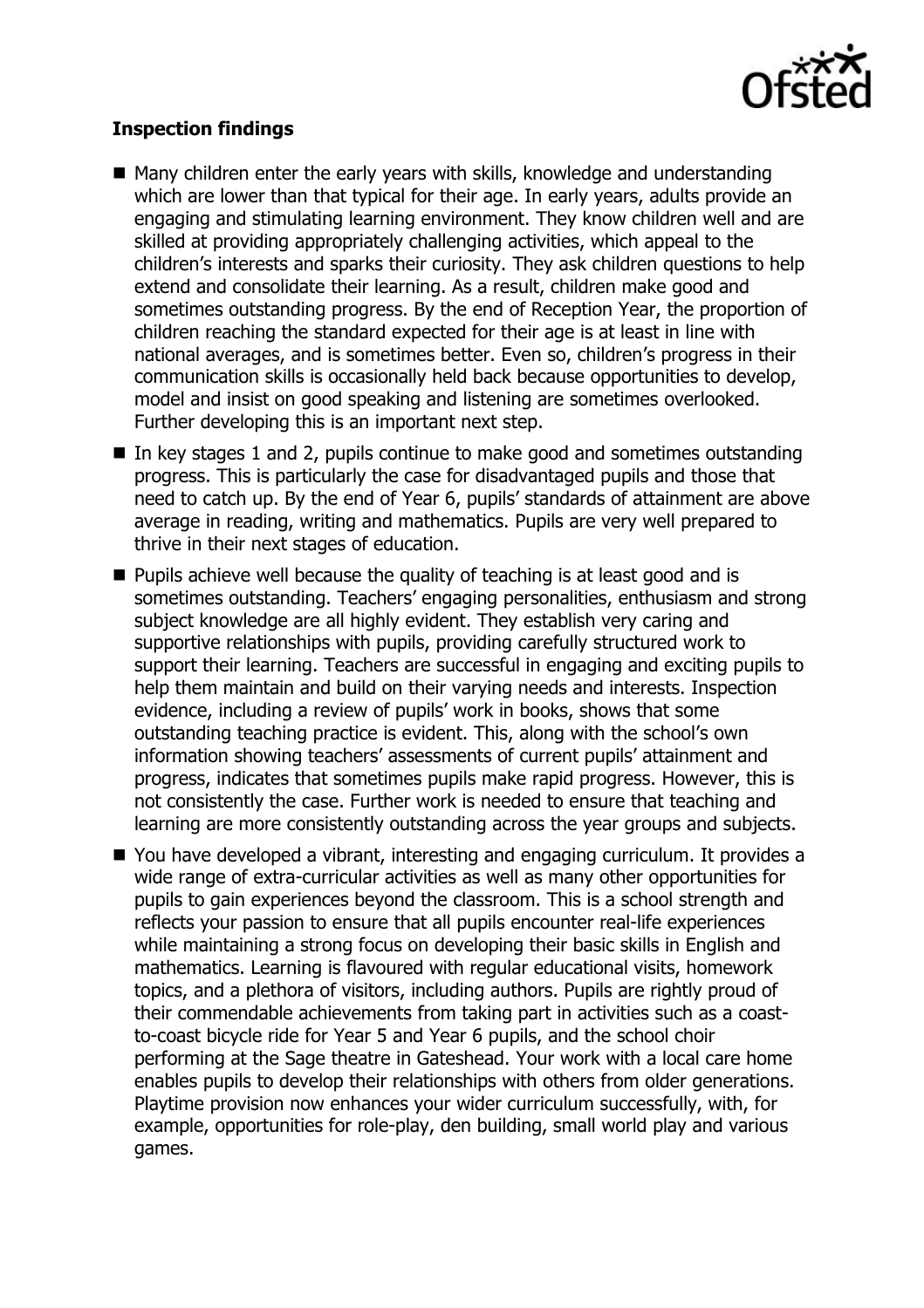**Inspection findings**

- Many children enter the early years with skills, knowledge and understanding which are lower than that typical for their age. In early years, adults provide an engaging and stimulating learning environment. They know children well and are skilled at providing appropriately challenging activities, which appeal to the children's interests and sparks their curiosity. They ask children questions to help extend and consolidate their learning. As a result, children make good and sometimes outstanding progress. By the end of Reception Year, the proportion of children reaching the standard expected for their age is at least in line with national averages, and is sometimes better. Even so, children's progress in their communication skills is occasionally held back because opportunities to develop, model and insist on good speaking and listening are sometimes overlooked. Further developing this is an important next step.
- In key stages 1 and 2, pupils continue to make good and sometimes outstanding progress. This is particularly the case for disadvantaged pupils and those that need to catch up. By the end of Year 6, pupils' standards of attainment are above average in reading, writing and mathematics. Pupils are very well prepared to thrive in their next stages of education.
- Pupils achieve well because the quality of teaching is at least good and is sometimes outstanding. Teachers' engaging personalities, enthusiasm and strong subject knowledge are all highly evident. They establish very caring and supportive relationships with pupils, providing carefully structured work to support their learning. Teachers are successful in engaging and exciting pupils to help them maintain and build on their varying needs and interests. Inspection evidence, including a review of pupils' work in books, shows that some outstanding teaching practice is evident. This, along with the school's own information showing teachers' assessments of current pupils' attainment and progress, indicates that sometimes pupils make rapid progress. However, this is not consistently the case. Further work is needed to ensure that teaching and learning are more consistently outstanding across the year groups and subjects.
- You have developed a vibrant, interesting and engaging curriculum. It provides a wide range of extra-curricular activities as well as many other opportunities for pupils to gain experiences beyond the classroom. This is a school strength and reflects your passion to ensure that all pupils encounter real-life experiences while maintaining a strong focus on developing their basic skills in English and mathematics. Learning is flavoured with regular educational visits, homework topics, and a plethora of visitors, including authors. Pupils are rightly proud of their commendable achievements from taking part in activities such as a coast-to-coast bicycle ride for Year 5 and Year 6 pupils, and the school choir performing at the Sage theatre in Gateshead. Your work with a local care home enables pupils to develop their relationships with others from older generations. Playtime provision now enhances your wider curriculum successfully, with, for example, opportunities for role-play, den building, small world play and various games.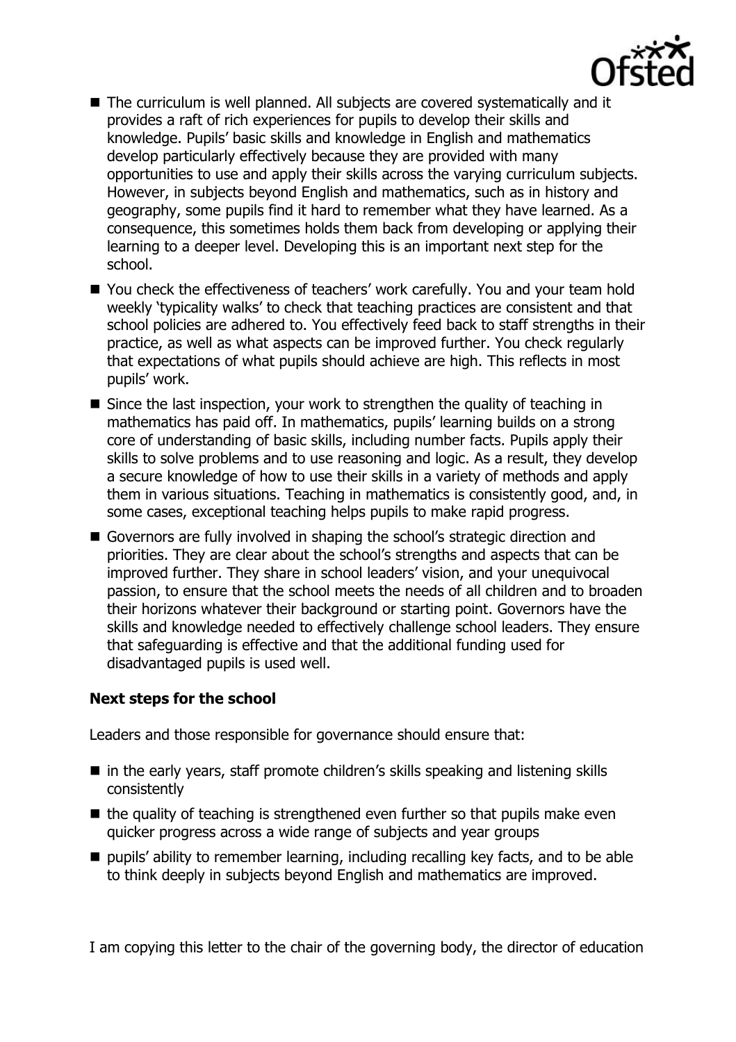- The curriculum is well planned. All subjects are covered systematically and it provides a raft of rich experiences for pupils to develop their skills and knowledge. Pupils' basic skills and knowledge in English and mathematics develop particularly effectively because they are provided with many opportunities to use and apply their skills across the varying curriculum subjects. However, in subjects beyond English and mathematics, such as in history and geography, some pupils find it hard to remember what they have learned. As a consequence, this sometimes holds them back from developing or applying their learning to a deeper level. Developing this is an important next step for the school.
- You check the effectiveness of teachers' work carefully. You and your team hold weekly 'typicality walks' to check that teaching practices are consistent and that school policies are adhered to. You effectively feed back to staff strengths in their practice, as well as what aspects can be improved further. You check regularly that expectations of what pupils should achieve are high. This reflects in most pupils' work.
- Since the last inspection, your work to strengthen the quality of teaching in mathematics has paid off. In mathematics, pupils' learning builds on a strong core of understanding of basic skills, including number facts. Pupils apply their skills to solve problems and to use reasoning and logic. As a result, they develop a secure knowledge of how to use their skills in a variety of methods and apply them in various situations. Teaching in mathematics is consistently good, and, in some cases, exceptional teaching helps pupils to make rapid progress.
- Governors are fully involved in shaping the school's strategic direction and priorities. They are clear about the school's strengths and aspects that can be improved further. They share in school leaders' vision, and your unequivocal passion, to ensure that the school meets the needs of all children and to broaden their horizons whatever their background or starting point. Governors have the skills and knowledge needed to effectively challenge school leaders. They ensure that safeguarding is effective and that the additional funding used for disadvantaged pupils is used well.

**Next steps for the school**

Leaders and those responsible for governance should ensure that:

- in the early years, staff promote children's skills speaking and listening skills consistently
- the quality of teaching is strengthened even further so that pupils make even quicker progress across a wide range of subjects and year groups
- pupils' ability to remember learning, including recalling key facts, and to be able to think deeply in subjects beyond English and mathematics are improved.

I am copying this letter to the chair of the governing body, the director of education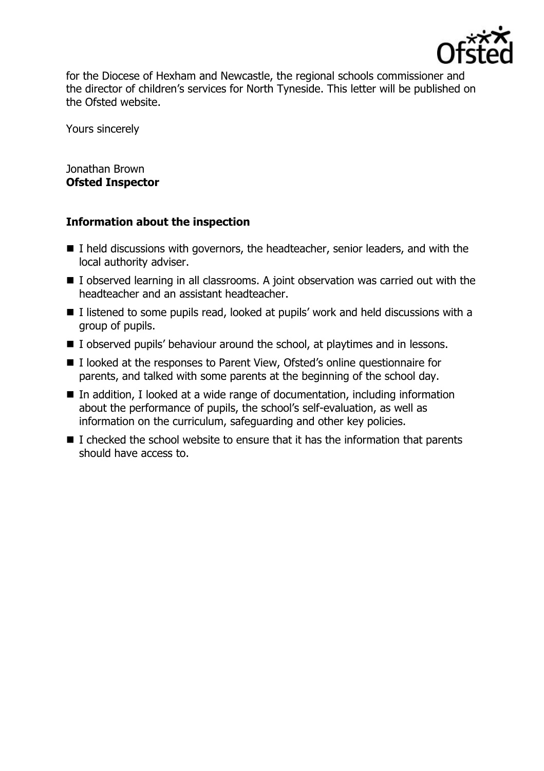for the Diocese of Hexham and Newcastle, the regional schools commissioner and the director of children's services for North Tyneside. This letter will be published on the Ofsted website.

Yours sincerely

Jonathan Brown
**Ofsted Inspector**

## Information about the inspection

- I held discussions with governors, the headteacher, senior leaders, and with the local authority adviser.
- I observed learning in all classrooms. A joint observation was carried out with the headteacher and an assistant headteacher.
- I listened to some pupils read, looked at pupils' work and held discussions with a group of pupils.
- I observed pupils' behaviour around the school, at playtimes and in lessons.
- I looked at the responses to Parent View, Ofsted's online questionnaire for parents, and talked with some parents at the beginning of the school day.
- In addition, I looked at a wide range of documentation, including information about the performance of pupils, the school's self-evaluation, as well as information on the curriculum, safeguarding and other key policies.
- I checked the school website to ensure that it has the information that parents should have access to.